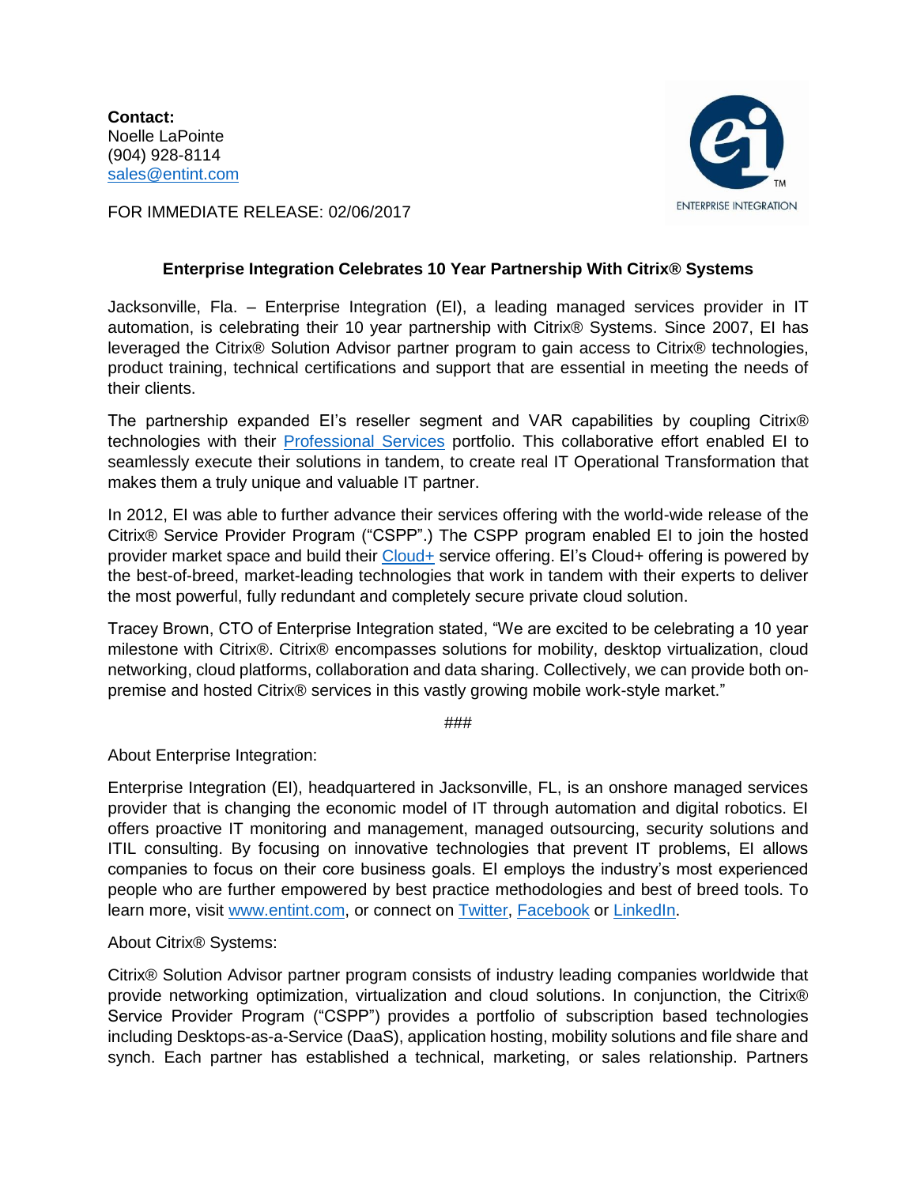**Contact:**
Noelle LaPointe
(904) 928-8114
[sales@entint.com](mailto:sales@entint.com)

FOR IMMEDIATE RELEASE: 02/06/2017

ENTERPRISE INTEGRATION

## Enterprise Integration Celebrates 10 Year Partnership With Citrix® Systems

Jacksonville, Fla. – Enterprise Integration (EI), a leading managed services provider in IT automation, is celebrating their 10 year partnership with Citrix® Systems. Since 2007, EI has leveraged the Citrix® Solution Advisor partner program to gain access to Citrix® technologies, product training, technical certifications and support that are essential in meeting the needs of their clients.

The partnership expanded EI's reseller segment and VAR capabilities by coupling Citrix® technologies with their Professional Services portfolio. This collaborative effort enabled EI to seamlessly execute their solutions in tandem, to create real IT Operational Transformation that makes them a truly unique and valuable IT partner.

In 2012, EI was able to further advance their services offering with the world-wide release of the Citrix® Service Provider Program ("CSPP".) The CSPP program enabled EI to join the hosted provider market space and build their Cloud+ service offering. EI's Cloud+ offering is powered by the best-of-breed, market-leading technologies that work in tandem with their experts to deliver the most powerful, fully redundant and completely secure private cloud solution.

Tracey Brown, CTO of Enterprise Integration stated, "We are excited to be celebrating a 10 year milestone with Citrix®. Citrix® encompasses solutions for mobility, desktop virtualization, cloud networking, cloud platforms, collaboration and data sharing. Collectively, we can provide both on-premise and hosted Citrix® services in this vastly growing mobile work-style market."

###

About Enterprise Integration:

Enterprise Integration (EI), headquartered in Jacksonville, FL, is an onshore managed services provider that is changing the economic model of IT through automation and digital robotics. EI offers proactive IT monitoring and management, managed outsourcing, security solutions and ITIL consulting. By focusing on innovative technologies that prevent IT problems, EI allows companies to focus on their core business goals. EI employs the industry's most experienced people who are further empowered by best practice methodologies and best of breed tools. To learn more, visit www.entint.com, or connect on Twitter, Facebook or LinkedIn.

About Citrix® Systems:

Citrix® Solution Advisor partner program consists of industry leading companies worldwide that provide networking optimization, virtualization and cloud solutions. In conjunction, the Citrix® Service Provider Program ("CSPP") provides a portfolio of subscription based technologies including Desktops-as-a-Service (DaaS), application hosting, mobility solutions and file share and synch. Each partner has established a technical, marketing, or sales relationship. Partners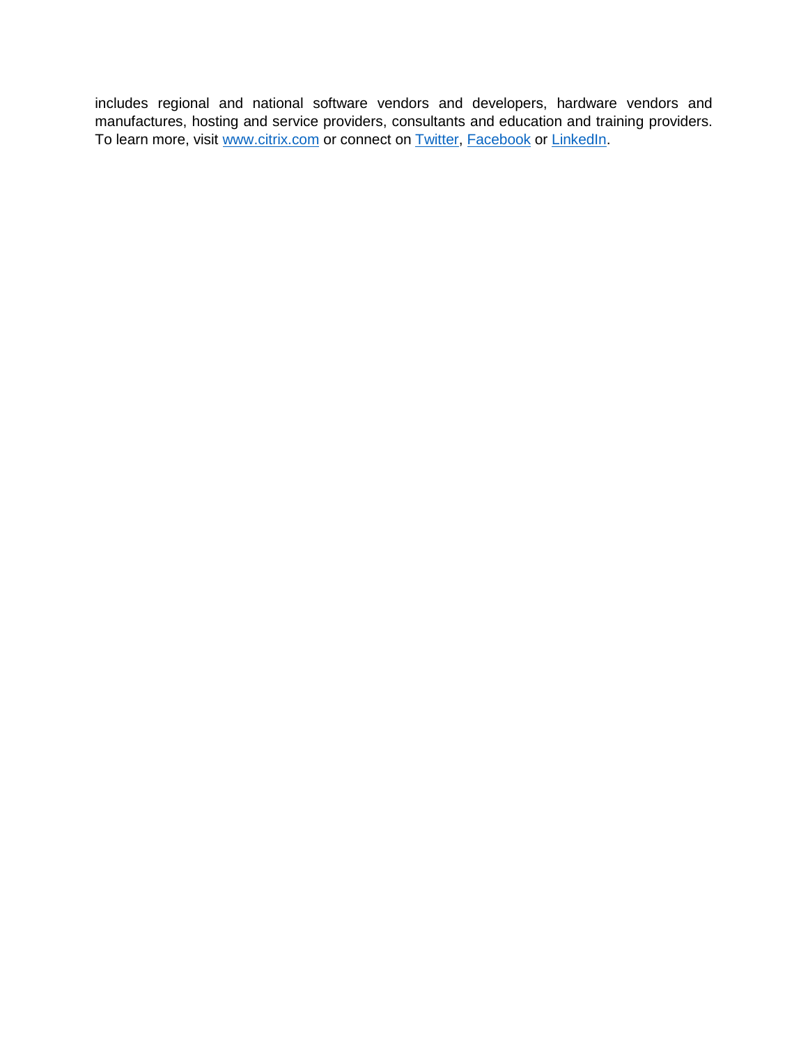includes regional and national software vendors and developers, hardware vendors and manufactures, hosting and service providers, consultants and education and training providers. To learn more, visit www.citrix.com or connect on Twitter, Facebook or LinkedIn.